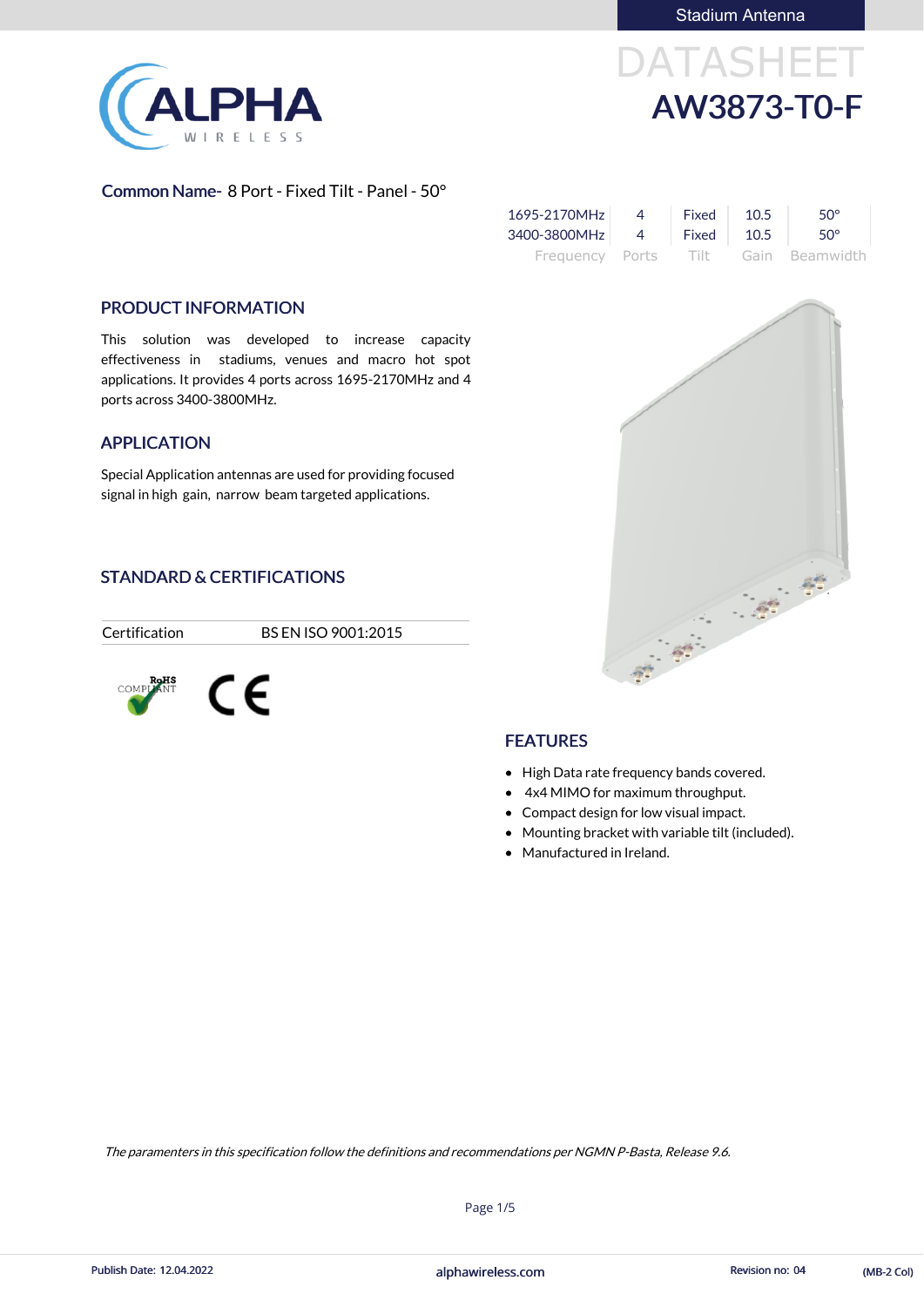Stadium Antenna

# DATASHEET

# AW3873-T0-F

**Common Name-** 8 Port - Fixed Tilt - Panel - 50°

| Frequency | Ports | Tilt | Gain | Beamwidth |
|---|---|---|---|---|
| 1695-2170MHz | 4 | Fixed | 10.5 | 50° |
| 3400-3800MHz | 4 | Fixed | 10.5 | 50° |

## PRODUCT INFORMATION

This solution was developed to increase capacity effectiveness in stadiums, venues and macro hot spot applications. It provides 4 ports across 1695-2170MHz and 4 ports across 3400-3800MHz.

## APPLICATION

Special Application antennas are used for providing focused signal in high gain, narrow beam targeted applications.

## STANDARD & CERTIFICATIONS

| Certification | BS EN ISO 9001:2015 |
|---|---|

RoHS COMPLIANT CE

## FEATURES

- High Data rate frequency bands covered.
- 4x4 MIMO for maximum throughput.
- Compact design for low visual impact.
- Mounting bracket with variable tilt (included).
- Manufactured in Ireland.

*The paramenters in this specification follow the definitions and recommendations per NGMN P-Basta, Release 9.6.*

Publish Date: 12.04.2022 alphawireless.com Revision no: 04 (MB-2 Col)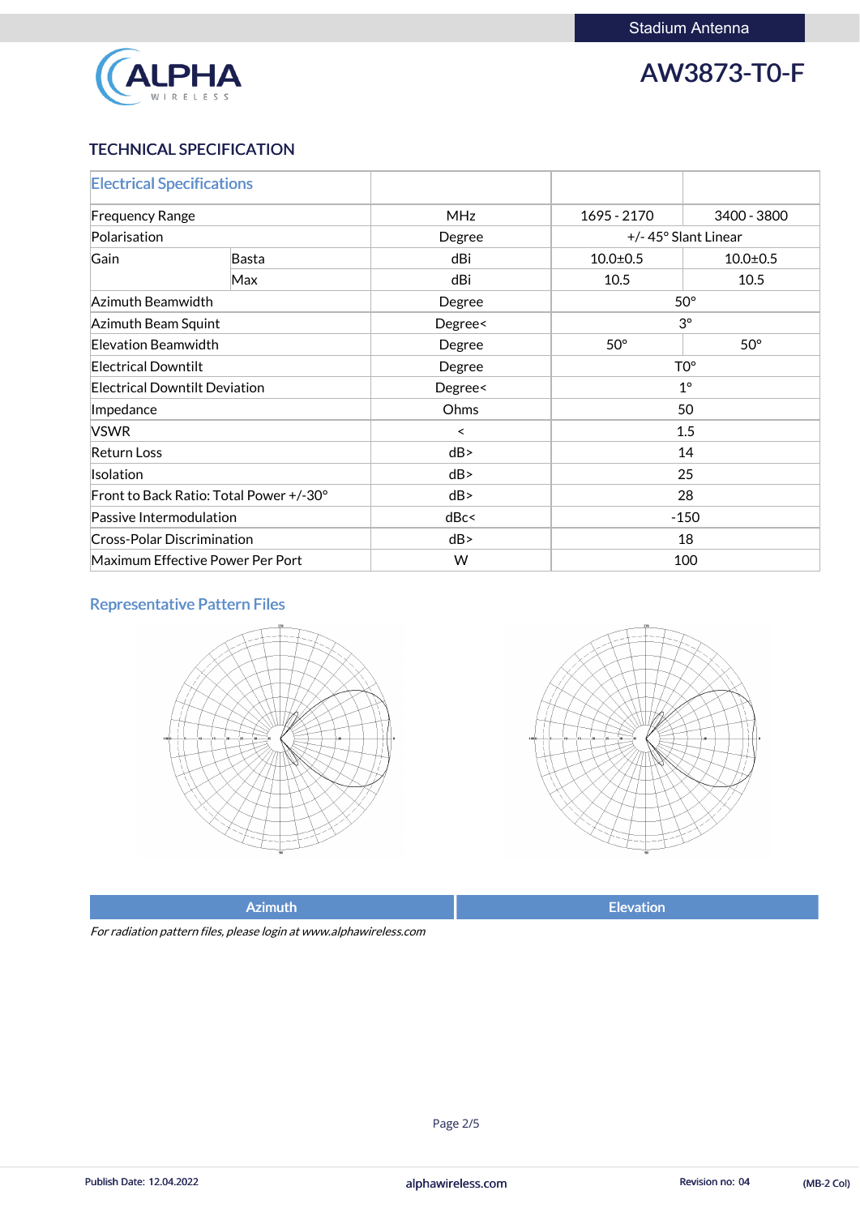Stadium Antenna

# AW3873-T0-F

## TECHNICAL SPECIFICATION

| Electrical Specifications | | | | |
|---|---|---|---|---|
| Frequency Range | | MHz | 1695 - 2170 | 3400 - 3800 |
| Polarisation | | Degree | +/- 45° Slant Linear | |
| Gain | Basta | dBi | 10.0±0.5 | 10.0±0.5 |
| | Max | dBi | 10.5 | 10.5 |
| Azimuth Beamwidth | | Degree | 50° | |
| Azimuth Beam Squint | | Degree< | 3° | |
| Elevation Beamwidth | | Degree | 50° | 50° |
| Electrical Downtilt | | Degree | T0° | |
| Electrical Downtilt Deviation | | Degree< | 1° | |
| Impedance | | Ohms | 50 | |
| VSWR | | < | 1.5 | |
| Return Loss | | dB> | 14 | |
| Isolation | | dB> | 25 | |
| Front to Back Ratio: Total Power +/-30° | | dB> | 28 | |
| Passive Intermodulation | | dBc< | -150 | |
| Cross-Polar Discrimination | | dB> | 18 | |
| Maximum Effective Power Per Port | | W | 100 | |

### Representative Pattern Files

| Azimuth | Elevation |
|---|---|

*For radiation pattern files, please login at www.alphawireless.com*

Publish Date: 12.04.2022 alphawireless.com Revision no: 04 (MB-2 Col)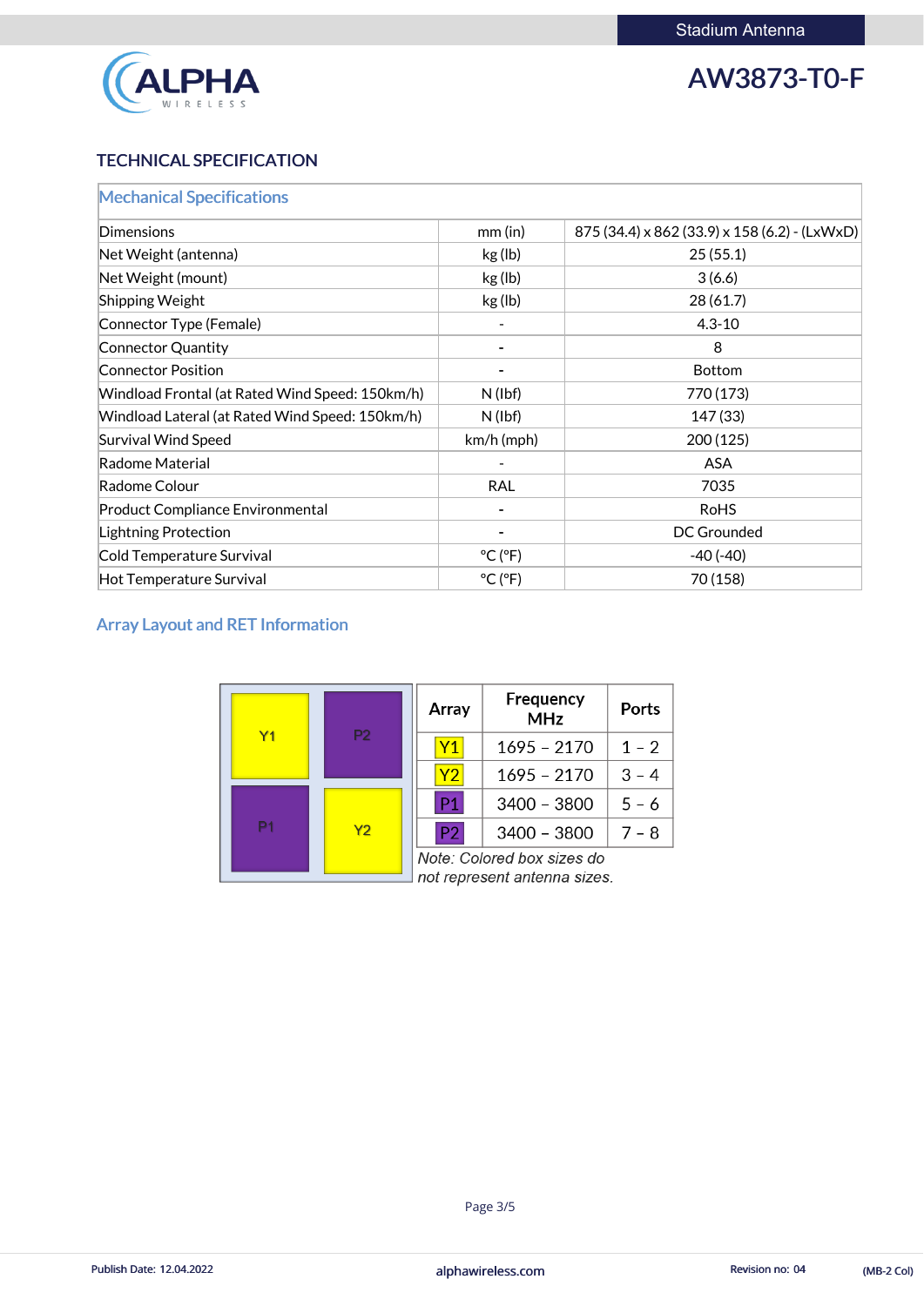AW3873-T0-F

## TECHNICAL SPECIFICATION

| Mechanical Specifications | | |
|---|---|---|
| Dimensions | mm (in) | 875 (34.4) x 862 (33.9) x 158 (6.2) - (LxWxD) |
| Net Weight (antenna) | kg (lb) | 25 (55.1) |
| Net Weight (mount) | kg (lb) | 3 (6.6) |
| Shipping Weight | kg (lb) | 28 (61.7) |
| Connector Type (Female) | - | 4.3-10 |
| Connector Quantity | - | 8 |
| Connector Position | - | Bottom |
| Windload Frontal (at Rated Wind Speed: 150km/h) | N (lbf) | 770 (173) |
| Windload Lateral (at Rated Wind Speed: 150km/h) | N (lbf) | 147 (33) |
| Survival Wind Speed | km/h (mph) | 200 (125) |
| Radome Material | - | ASA |
| Radome Colour | RAL | 7035 |
| Product Compliance Environmental | - | RoHS |
| Lightning Protection | - | DC Grounded |
| Cold Temperature Survival | °C (°F) | -40 (-40) |
| Hot Temperature Survival | °C (°F) | 70 (158) |

### Array Layout and RET Information

| Y1 | P2 |
|---|---|
| P1 | Y2 |

| Array | Frequency MHz | Ports |
|---|---|---|
| Y1 | 1695 – 2170 | 1 – 2 |
| Y2 | 1695 – 2170 | 3 – 4 |
| P1 | 3400 – 3800 | 5 – 6 |
| P2 | 3400 – 3800 | 7 – 8 |

*Note: Colored box sizes do not represent antenna sizes.*

Publish Date: 12.04.2022 | alphawireless.com | Revision no: 04 | (MB-2 Col)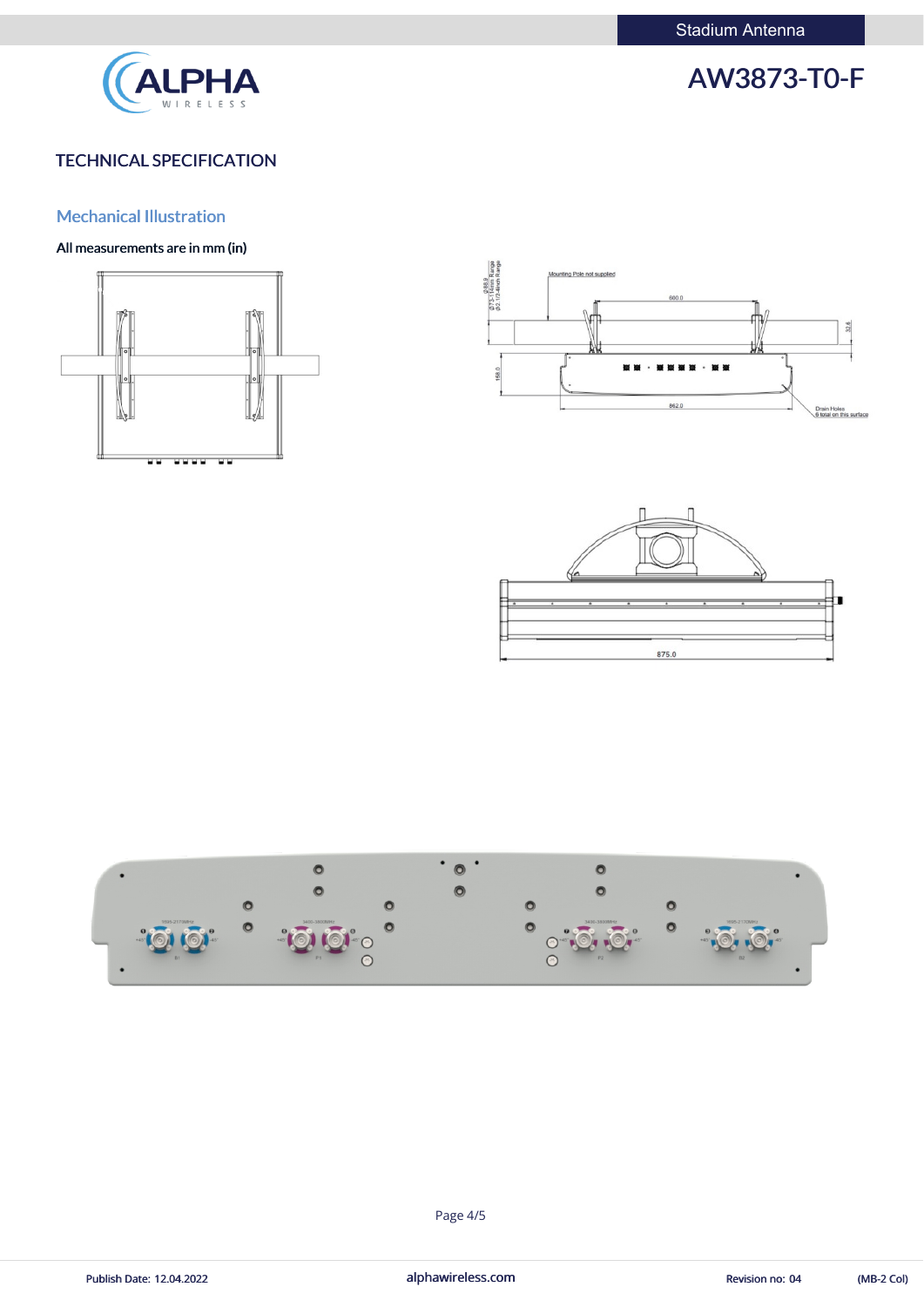## TECHNICAL SPECIFICATION

### Mechanical Illustration

**All measurements are in mm (in)**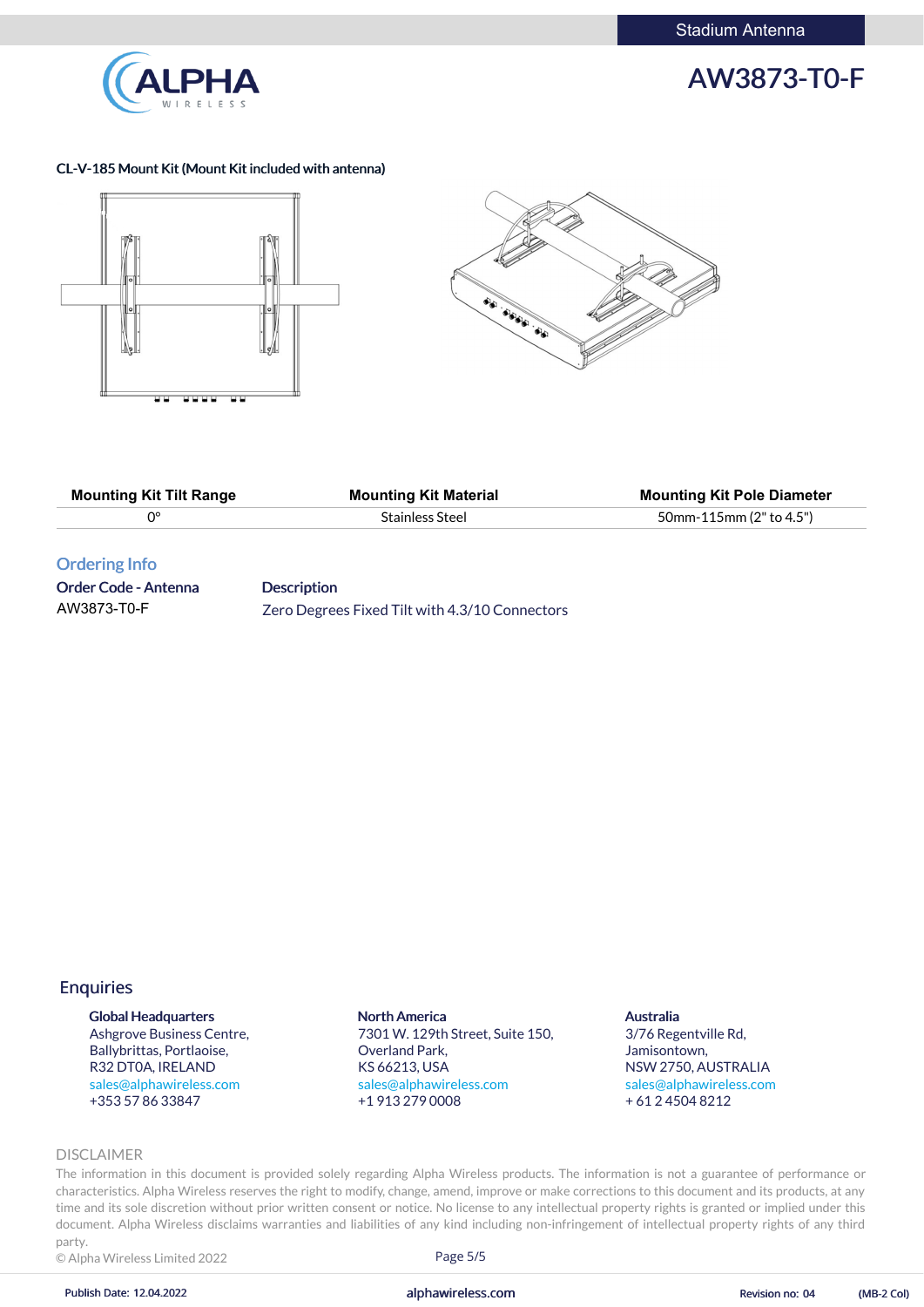Stadium Antenna

# AW3873-T0-F

**CL-V-185 Mount Kit (Mount Kit included with antenna)**

| Mounting Kit Tilt Range | Mounting Kit Material | Mounting Kit Pole Diameter |
|---|---|---|
| 0° | Stainless Steel | 50mm-115mm (2" to 4.5") |

## Ordering Info

| Order Code - Antenna | Description |
|---|---|
| AW3873-T0-F | Zero Degrees Fixed Tilt with 4.3/10 Connectors |

## Enquiries

**Global Headquarters**
Ashgrove Business Centre,
Ballybrittas, Portlaoise,
R32 DT0A, IRELAND
sales@alphawireless.com
+353 57 86 33847

**North America**
7301 W. 129th Street, Suite 150,
Overland Park,
KS 66213, USA
sales@alphawireless.com
+1 913 279 0008

**Australia**
3/76 Regentville Rd,
Jamisontown,
NSW 2750, AUSTRALIA
sales@alphawireless.com
+ 61 2 4504 8212

DISCLAIMER

The information in this document is provided solely regarding Alpha Wireless products. The information is not a guarantee of performance or characteristics. Alpha Wireless reserves the right to modify, change, amend, improve or make corrections to this document and its products, at any time and its sole discretion without prior written consent or notice. No license to any intellectual property rights is granted or implied under this document. Alpha Wireless disclaims warranties and liabilities of any kind including non-infringement of intellectual property rights of any third party.

© Alpha Wireless Limited 2022

Publish Date: 12.04.2022 | alphawireless.com | Revision no: 04 | (MB-2 Col)